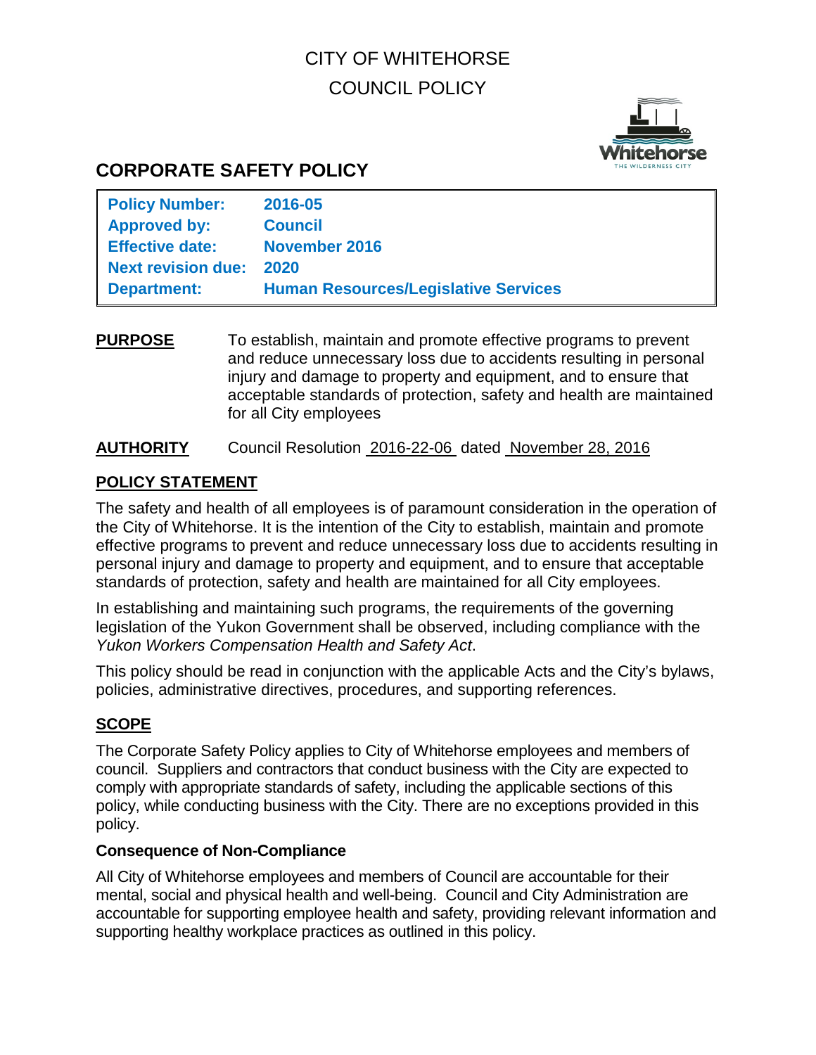CITY OF WHITEHORSE

COUNCIL POLICY

# CORPORATE SAFETY POLICY

| | |
|---|---|
| **Policy Number:** | **2016-05** |
| **Approved by:** | **Council** |
| **Effective date:** | **November 2016** |
| **Next revision due:** | **2020** |
| **Department:** | **Human Resources/Legislative Services** |

**PURPOSE** To establish, maintain and promote effective programs to prevent and reduce unnecessary loss due to accidents resulting in personal injury and damage to property and equipment, and to ensure that acceptable standards of protection, safety and health are maintained for all City employees

**AUTHORITY** Council Resolution 2016-22-06 dated November 28, 2016

## POLICY STATEMENT

The safety and health of all employees is of paramount consideration in the operation of the City of Whitehorse. It is the intention of the City to establish, maintain and promote effective programs to prevent and reduce unnecessary loss due to accidents resulting in personal injury and damage to property and equipment, and to ensure that acceptable standards of protection, safety and health are maintained for all City employees.

In establishing and maintaining such programs, the requirements of the governing legislation of the Yukon Government shall be observed, including compliance with the *Yukon Workers Compensation Health and Safety Act*.

This policy should be read in conjunction with the applicable Acts and the City's bylaws, policies, administrative directives, procedures, and supporting references.

## SCOPE

The Corporate Safety Policy applies to City of Whitehorse employees and members of council. Suppliers and contractors that conduct business with the City are expected to comply with appropriate standards of safety, including the applicable sections of this policy, while conducting business with the City. There are no exceptions provided in this policy.

### Consequence of Non-Compliance

All City of Whitehorse employees and members of Council are accountable for their mental, social and physical health and well-being. Council and City Administration are accountable for supporting employee health and safety, providing relevant information and supporting healthy workplace practices as outlined in this policy.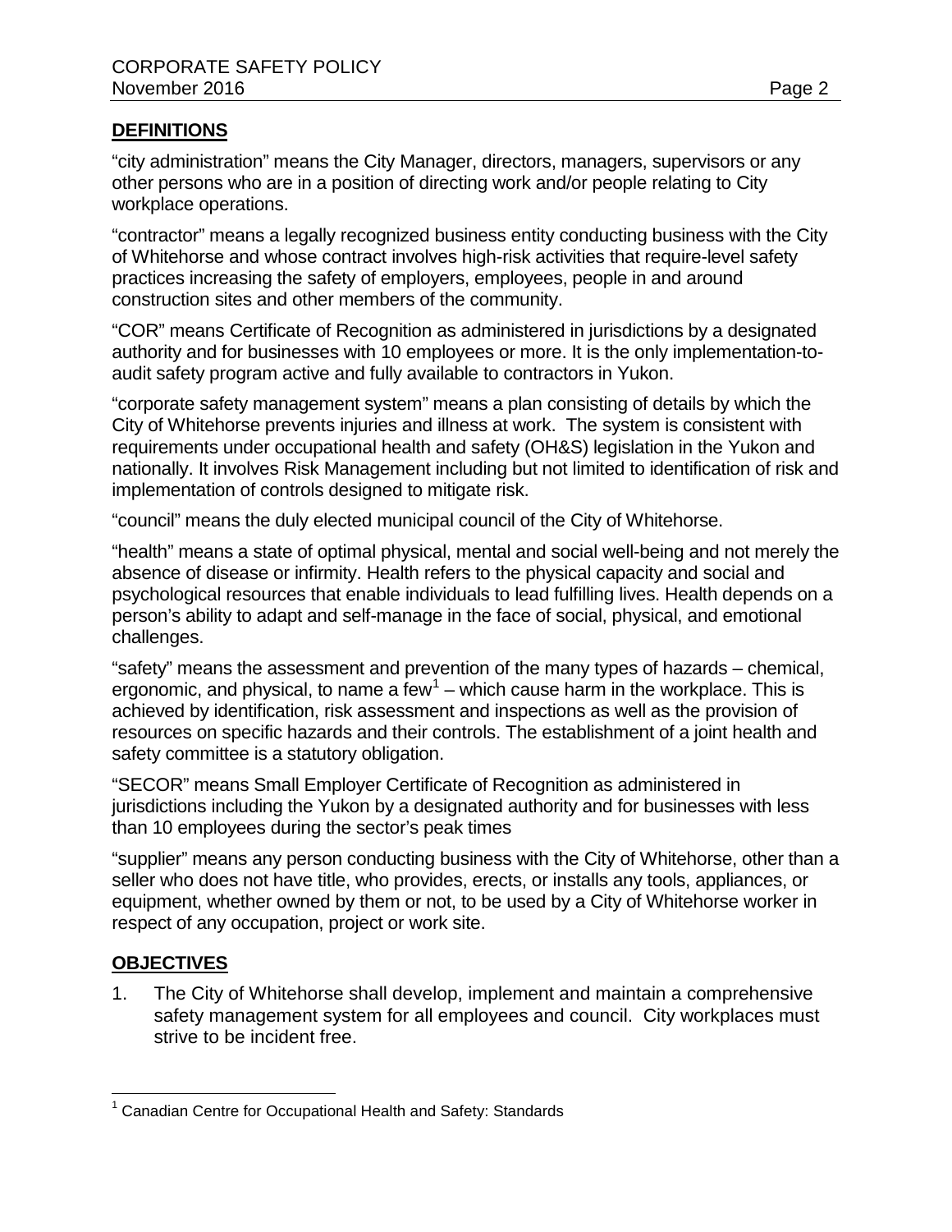## DEFINITIONS

"city administration" means the City Manager, directors, managers, supervisors or any other persons who are in a position of directing work and/or people relating to City workplace operations.

"contractor" means a legally recognized business entity conducting business with the City of Whitehorse and whose contract involves high-risk activities that require-level safety practices increasing the safety of employers, employees, people in and around construction sites and other members of the community.

"COR" means Certificate of Recognition as administered in jurisdictions by a designated authority and for businesses with 10 employees or more. It is the only implementation-to-audit safety program active and fully available to contractors in Yukon.

"corporate safety management system" means a plan consisting of details by which the City of Whitehorse prevents injuries and illness at work. The system is consistent with requirements under occupational health and safety (OH&S) legislation in the Yukon and nationally. It involves Risk Management including but not limited to identification of risk and implementation of controls designed to mitigate risk.

"council" means the duly elected municipal council of the City of Whitehorse.

"health" means a state of optimal physical, mental and social well-being and not merely the absence of disease or infirmity. Health refers to the physical capacity and social and psychological resources that enable individuals to lead fulfilling lives. Health depends on a person's ability to adapt and self-manage in the face of social, physical, and emotional challenges.

"safety" means the assessment and prevention of the many types of hazards – chemical, ergonomic, and physical, to name a few[1] – which cause harm in the workplace. This is achieved by identification, risk assessment and inspections as well as the provision of resources on specific hazards and their controls. The establishment of a joint health and safety committee is a statutory obligation.

"SECOR" means Small Employer Certificate of Recognition as administered in jurisdictions including the Yukon by a designated authority and for businesses with less than 10 employees during the sector's peak times

"supplier" means any person conducting business with the City of Whitehorse, other than a seller who does not have title, who provides, erects, or installs any tools, appliances, or equipment, whether owned by them or not, to be used by a City of Whitehorse worker in respect of any occupation, project or work site.

## OBJECTIVES

1. The City of Whitehorse shall develop, implement and maintain a comprehensive safety management system for all employees and council. City workplaces must strive to be incident free.

---

[1] Canadian Centre for Occupational Health and Safety: Standards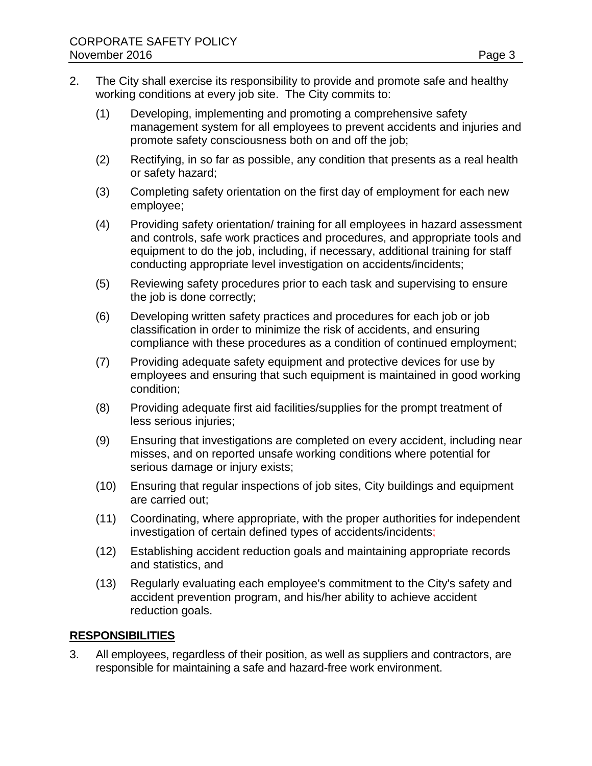2. The City shall exercise its responsibility to provide and promote safe and healthy working conditions at every job site. The City commits to:

   (1) Developing, implementing and promoting a comprehensive safety management system for all employees to prevent accidents and injuries and promote safety consciousness both on and off the job;

   (2) Rectifying, in so far as possible, any condition that presents as a real health or safety hazard;

   (3) Completing safety orientation on the first day of employment for each new employee;

   (4) Providing safety orientation/ training for all employees in hazard assessment and controls, safe work practices and procedures, and appropriate tools and equipment to do the job, including, if necessary, additional training for staff conducting appropriate level investigation on accidents/incidents;

   (5) Reviewing safety procedures prior to each task and supervising to ensure the job is done correctly;

   (6) Developing written safety practices and procedures for each job or job classification in order to minimize the risk of accidents, and ensuring compliance with these procedures as a condition of continued employment;

   (7) Providing adequate safety equipment and protective devices for use by employees and ensuring that such equipment is maintained in good working condition;

   (8) Providing adequate first aid facilities/supplies for the prompt treatment of less serious injuries;

   (9) Ensuring that investigations are completed on every accident, including near misses, and on reported unsafe working conditions where potential for serious damage or injury exists;

   (10) Ensuring that regular inspections of job sites, City buildings and equipment are carried out;

   (11) Coordinating, where appropriate, with the proper authorities for independent investigation of certain defined types of accidents/incidents;

   (12) Establishing accident reduction goals and maintaining appropriate records and statistics, and

   (13) Regularly evaluating each employee's commitment to the City's safety and accident prevention program, and his/her ability to achieve accident reduction goals.

## RESPONSIBILITIES

3. All employees, regardless of their position, as well as suppliers and contractors, are responsible for maintaining a safe and hazard-free work environment.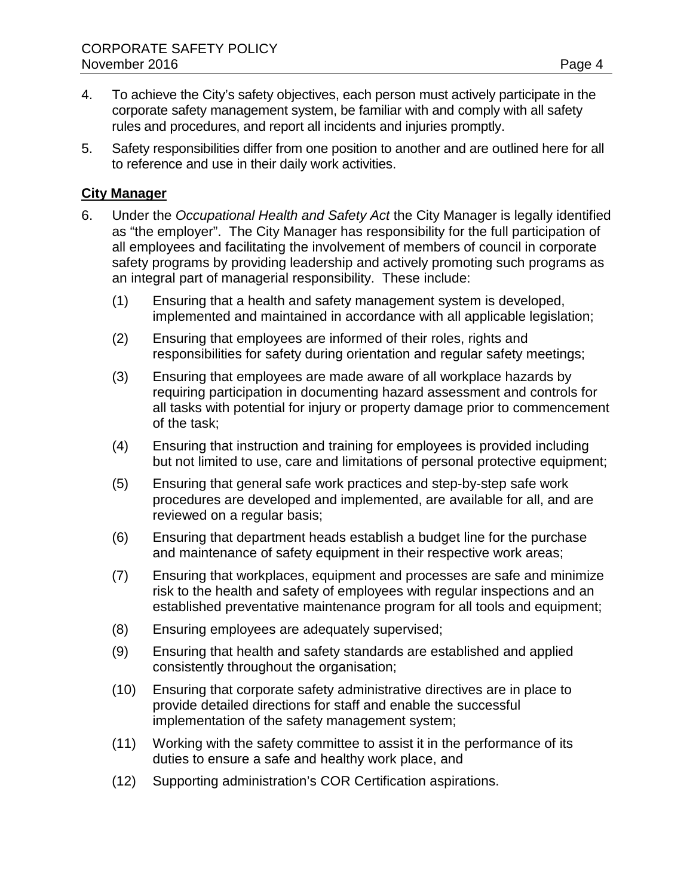4. To achieve the City's safety objectives, each person must actively participate in the corporate safety management system, be familiar with and comply with all safety rules and procedures, and report all incidents and injuries promptly.

5. Safety responsibilities differ from one position to another and are outlined here for all to reference and use in their daily work activities.

**City Manager**

6. Under the *Occupational Health and Safety Act* the City Manager is legally identified as "the employer". The City Manager has responsibility for the full participation of all employees and facilitating the involvement of members of council in corporate safety programs by providing leadership and actively promoting such programs as an integral part of managerial responsibility. These include:

    (1) Ensuring that a health and safety management system is developed, implemented and maintained in accordance with all applicable legislation;

    (2) Ensuring that employees are informed of their roles, rights and responsibilities for safety during orientation and regular safety meetings;

    (3) Ensuring that employees are made aware of all workplace hazards by requiring participation in documenting hazard assessment and controls for all tasks with potential for injury or property damage prior to commencement of the task;

    (4) Ensuring that instruction and training for employees is provided including but not limited to use, care and limitations of personal protective equipment;

    (5) Ensuring that general safe work practices and step-by-step safe work procedures are developed and implemented, are available for all, and are reviewed on a regular basis;

    (6) Ensuring that department heads establish a budget line for the purchase and maintenance of safety equipment in their respective work areas;

    (7) Ensuring that workplaces, equipment and processes are safe and minimize risk to the health and safety of employees with regular inspections and an established preventative maintenance program for all tools and equipment;

    (8) Ensuring employees are adequately supervised;

    (9) Ensuring that health and safety standards are established and applied consistently throughout the organisation;

    (10) Ensuring that corporate safety administrative directives are in place to provide detailed directions for staff and enable the successful implementation of the safety management system;

    (11) Working with the safety committee to assist it in the performance of its duties to ensure a safe and healthy work place, and

    (12) Supporting administration's COR Certification aspirations.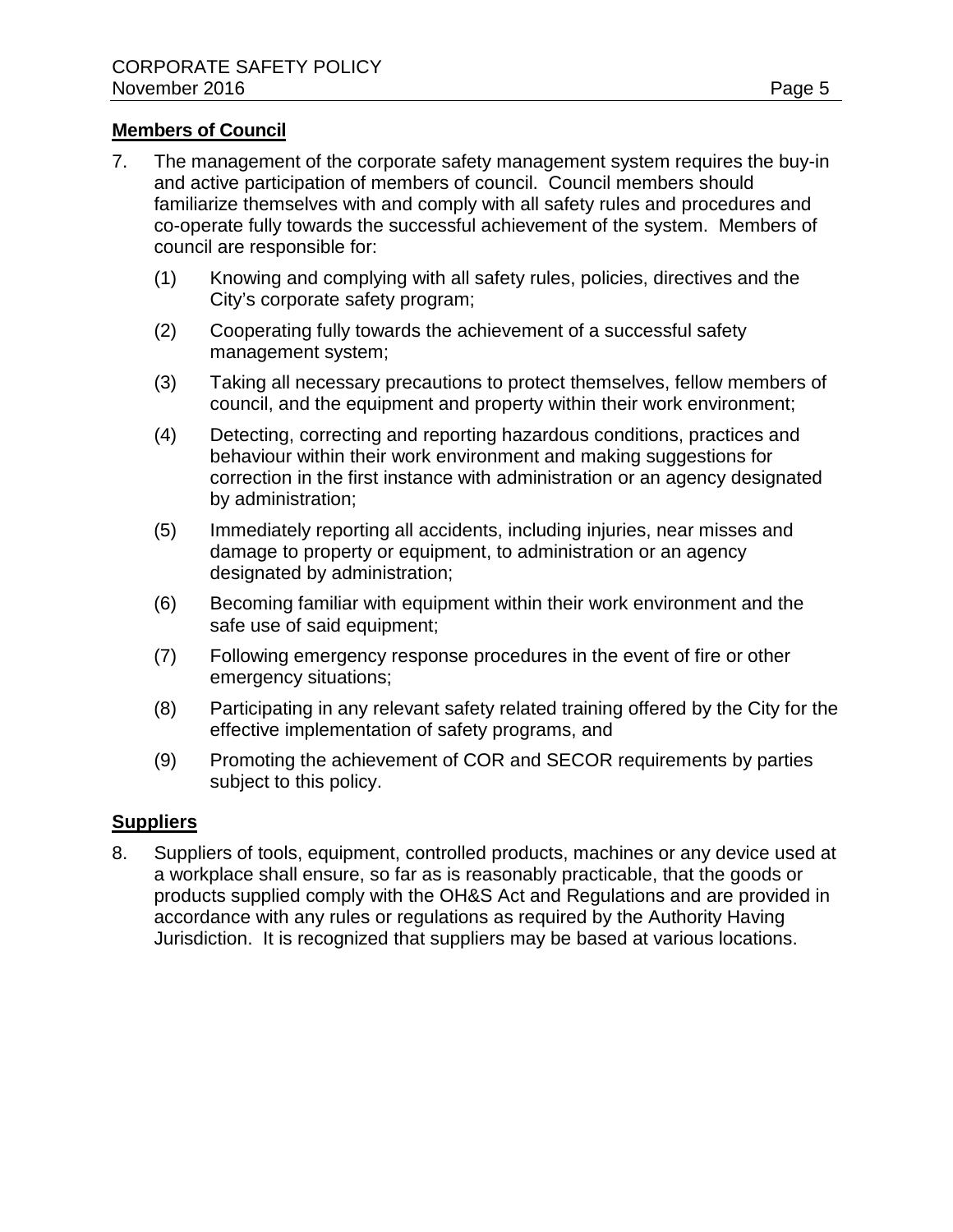**Members of Council**

7. The management of the corporate safety management system requires the buy-in and active participation of members of council. Council members should familiarize themselves with and comply with all safety rules and procedures and co-operate fully towards the successful achievement of the system. Members of council are responsible for:

   (1) Knowing and complying with all safety rules, policies, directives and the City's corporate safety program;

   (2) Cooperating fully towards the achievement of a successful safety management system;

   (3) Taking all necessary precautions to protect themselves, fellow members of council, and the equipment and property within their work environment;

   (4) Detecting, correcting and reporting hazardous conditions, practices and behaviour within their work environment and making suggestions for correction in the first instance with administration or an agency designated by administration;

   (5) Immediately reporting all accidents, including injuries, near misses and damage to property or equipment, to administration or an agency designated by administration;

   (6) Becoming familiar with equipment within their work environment and the safe use of said equipment;

   (7) Following emergency response procedures in the event of fire or other emergency situations;

   (8) Participating in any relevant safety related training offered by the City for the effective implementation of safety programs, and

   (9) Promoting the achievement of COR and SECOR requirements by parties subject to this policy.

**Suppliers**

8. Suppliers of tools, equipment, controlled products, machines or any device used at a workplace shall ensure, so far as is reasonably practicable, that the goods or products supplied comply with the OH&S Act and Regulations and are provided in accordance with any rules or regulations as required by the Authority Having Jurisdiction. It is recognized that suppliers may be based at various locations.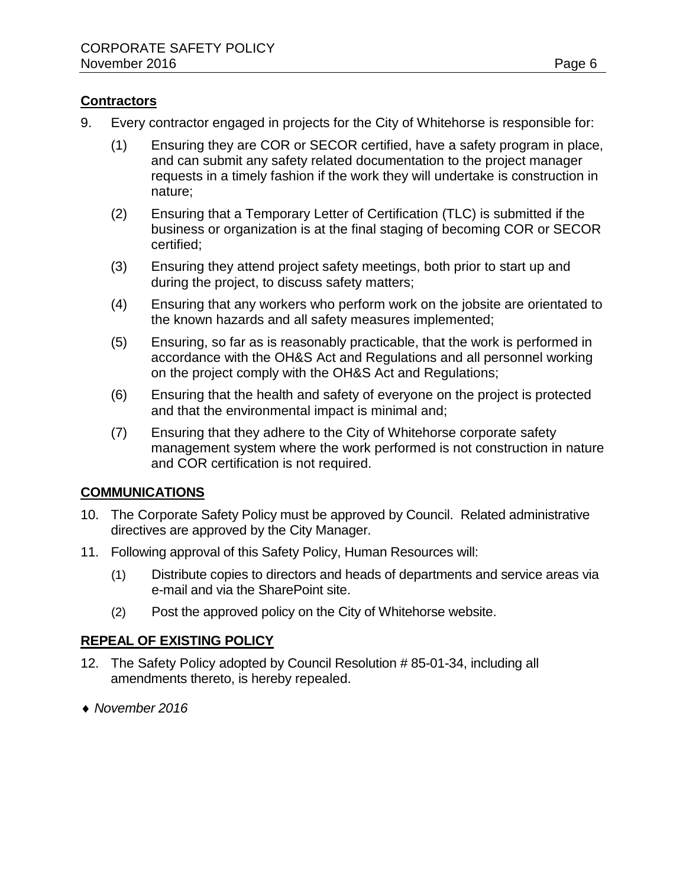**Contractors**

9. Every contractor engaged in projects for the City of Whitehorse is responsible for:

   (1) Ensuring they are COR or SECOR certified, have a safety program in place, and can submit any safety related documentation to the project manager requests in a timely fashion if the work they will undertake is construction in nature;

   (2) Ensuring that a Temporary Letter of Certification (TLC) is submitted if the business or organization is at the final staging of becoming COR or SECOR certified;

   (3) Ensuring they attend project safety meetings, both prior to start up and during the project, to discuss safety matters;

   (4) Ensuring that any workers who perform work on the jobsite are orientated to the known hazards and all safety measures implemented;

   (5) Ensuring, so far as is reasonably practicable, that the work is performed in accordance with the OH&S Act and Regulations and all personnel working on the project comply with the OH&S Act and Regulations;

   (6) Ensuring that the health and safety of everyone on the project is protected and that the environmental impact is minimal and;

   (7) Ensuring that they adhere to the City of Whitehorse corporate safety management system where the work performed is not construction in nature and COR certification is not required.

## COMMUNICATIONS

10. The Corporate Safety Policy must be approved by Council. Related administrative directives are approved by the City Manager.

11. Following approval of this Safety Policy, Human Resources will:

    (1) Distribute copies to directors and heads of departments and service areas via e-mail and via the SharePoint site.

    (2) Post the approved policy on the City of Whitehorse website.

## REPEAL OF EXISTING POLICY

12. The Safety Policy adopted by Council Resolution # 85-01-34, including all amendments thereto, is hereby repealed.

♦ *November 2016*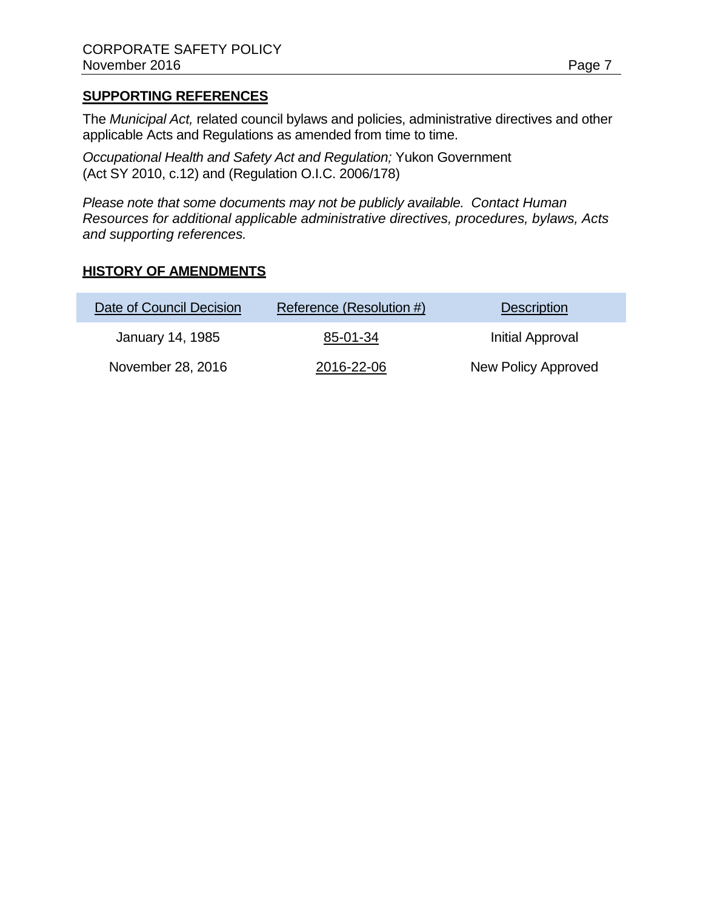## SUPPORTING REFERENCES

The *Municipal Act,* related council bylaws and policies, administrative directives and other applicable Acts and Regulations as amended from time to time.

*Occupational Health and Safety Act and Regulation;* Yukon Government (Act SY 2010, c.12) and (Regulation O.I.C. 2006/178)

*Please note that some documents may not be publicly available. Contact Human Resources for additional applicable administrative directives, procedures, bylaws, Acts and supporting references.*

## HISTORY OF AMENDMENTS

| Date of Council Decision | Reference (Resolution #) | Description |
|---|---|---|
| January 14, 1985 | 85-01-34 | Initial Approval |
| November 28, 2016 | 2016-22-06 | New Policy Approved |